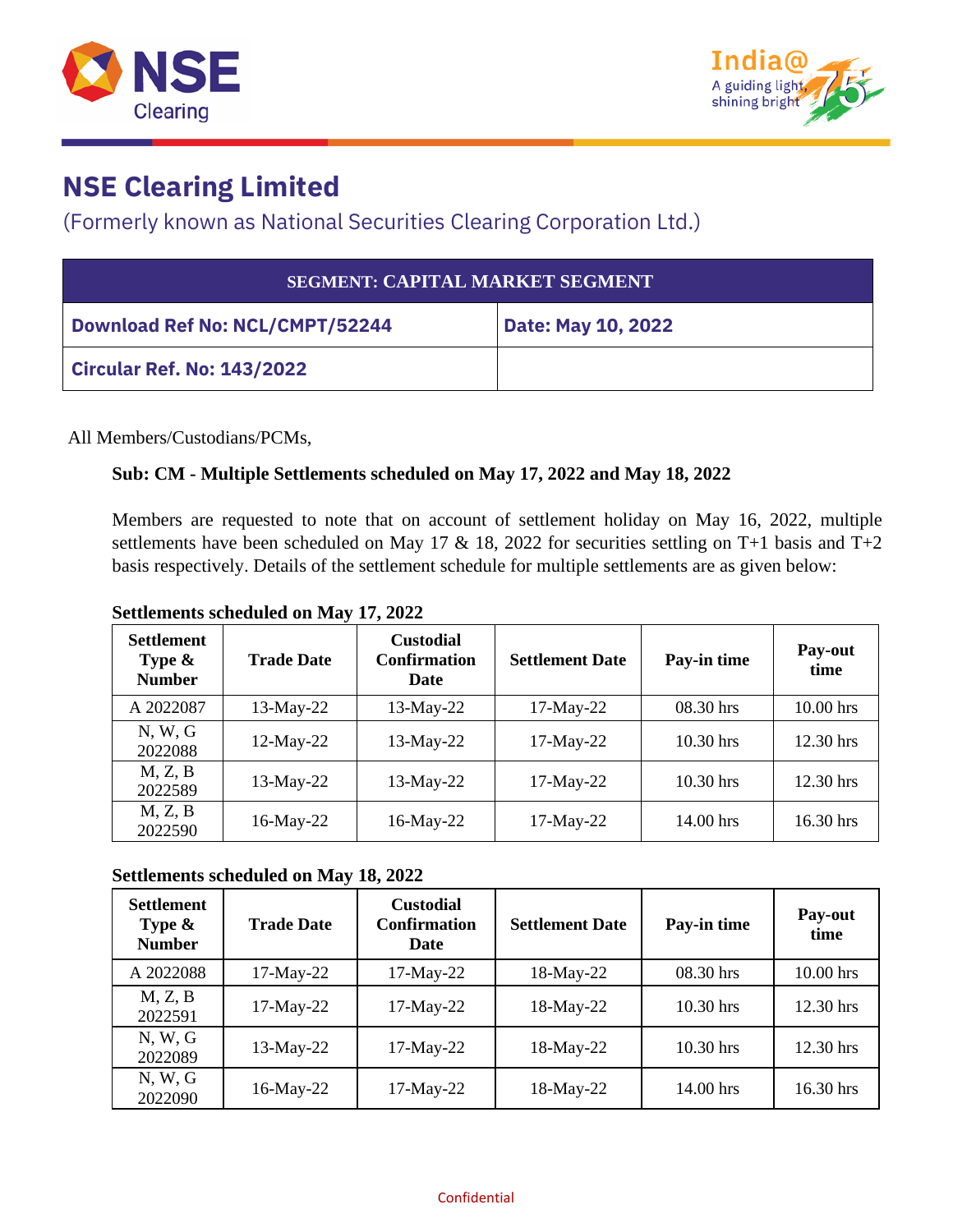# NSE Clearing Limited

(Formerly known as National Securities Clearing Corporation Ltd.)

| SEGMENT: CAPITAL MARKET SEGMENT | |
|---|---|
| **Download Ref No: NCL/CMPT/52244** | **Date: May 10, 2022** |
| **Circular Ref. No: 143/2022** | |

All Members/Custodians/PCMs,

**Sub: CM - Multiple Settlements scheduled on May 17, 2022 and May 18, 2022**

Members are requested to note that on account of settlement holiday on May 16, 2022, multiple settlements have been scheduled on May 17 & 18, 2022 for securities settling on T+1 basis and T+2 basis respectively. Details of the settlement schedule for multiple settlements are as given below:

**Settlements scheduled on May 17, 2022**

| Settlement Type & Number | Trade Date | Custodial Confirmation Date | Settlement Date | Pay-in time | Pay-out time |
|---|---|---|---|---|---|
| A 2022087 | 13-May-22 | 13-May-22 | 17-May-22 | 08.30 hrs | 10.00 hrs |
| N, W, G 2022088 | 12-May-22 | 13-May-22 | 17-May-22 | 10.30 hrs | 12.30 hrs |
| M, Z, B 2022589 | 13-May-22 | 13-May-22 | 17-May-22 | 10.30 hrs | 12.30 hrs |
| M, Z, B 2022590 | 16-May-22 | 16-May-22 | 17-May-22 | 14.00 hrs | 16.30 hrs |

**Settlements scheduled on May 18, 2022**

| Settlement Type & Number | Trade Date | Custodial Confirmation Date | Settlement Date | Pay-in time | Pay-out time |
|---|---|---|---|---|---|
| A 2022088 | 17-May-22 | 17-May-22 | 18-May-22 | 08.30 hrs | 10.00 hrs |
| M, Z, B 2022591 | 17-May-22 | 17-May-22 | 18-May-22 | 10.30 hrs | 12.30 hrs |
| N, W, G 2022089 | 13-May-22 | 17-May-22 | 18-May-22 | 10.30 hrs | 12.30 hrs |
| N, W, G 2022090 | 16-May-22 | 17-May-22 | 18-May-22 | 14.00 hrs | 16.30 hrs |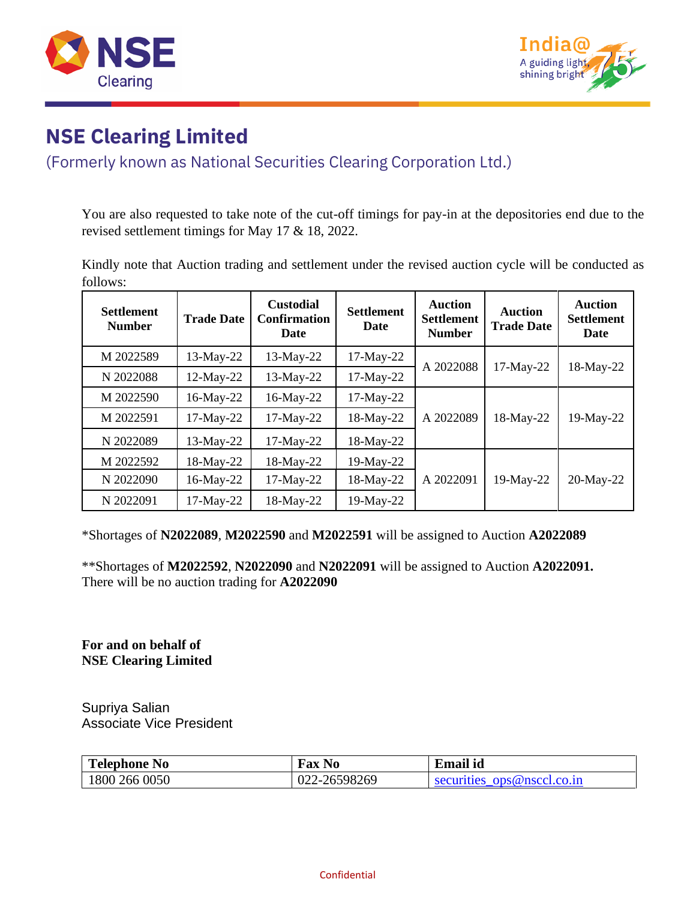# NSE Clearing Limited

(Formerly known as National Securities Clearing Corporation Ltd.)

You are also requested to take note of the cut-off timings for pay-in at the depositories end due to the revised settlement timings for May 17 & 18, 2022.

Kindly note that Auction trading and settlement under the revised auction cycle will be conducted as follows:

| Settlement Number | Trade Date | Custodial Confirmation Date | Settlement Date | Auction Settlement Number | Auction Trade Date | Auction Settlement Date |
|---|---|---|---|---|---|---|
| M 2022589 | 13-May-22 | 13-May-22 | 17-May-22 | A 2022088 | 17-May-22 | 18-May-22 |
| N 2022088 | 12-May-22 | 13-May-22 | 17-May-22 | | | |
| M 2022590 | 16-May-22 | 16-May-22 | 17-May-22 | A 2022089 | 18-May-22 | 19-May-22 |
| M 2022591 | 17-May-22 | 17-May-22 | 18-May-22 | | | |
| N 2022089 | 13-May-22 | 17-May-22 | 18-May-22 | | | |
| M 2022592 | 18-May-22 | 18-May-22 | 19-May-22 | A 2022091 | 19-May-22 | 20-May-22 |
| N 2022090 | 16-May-22 | 17-May-22 | 18-May-22 | | | |
| N 2022091 | 17-May-22 | 18-May-22 | 19-May-22 | | | |

*Shortages of **N2022089**, **M2022590** and **M2022591** will be assigned to Auction **A2022089**

**Shortages of **M2022592**, **N2022090** and **N2022091** will be assigned to Auction **A2022091.**
There will be no auction trading for **A2022090**

**For and on behalf of**
**NSE Clearing Limited**

Supriya Salian
Associate Vice President

| Telephone No | Fax No | Email id |
|---|---|---|
| 1800 266 0050 | 022-26598269 | securities_ops@nsccl.co.in |